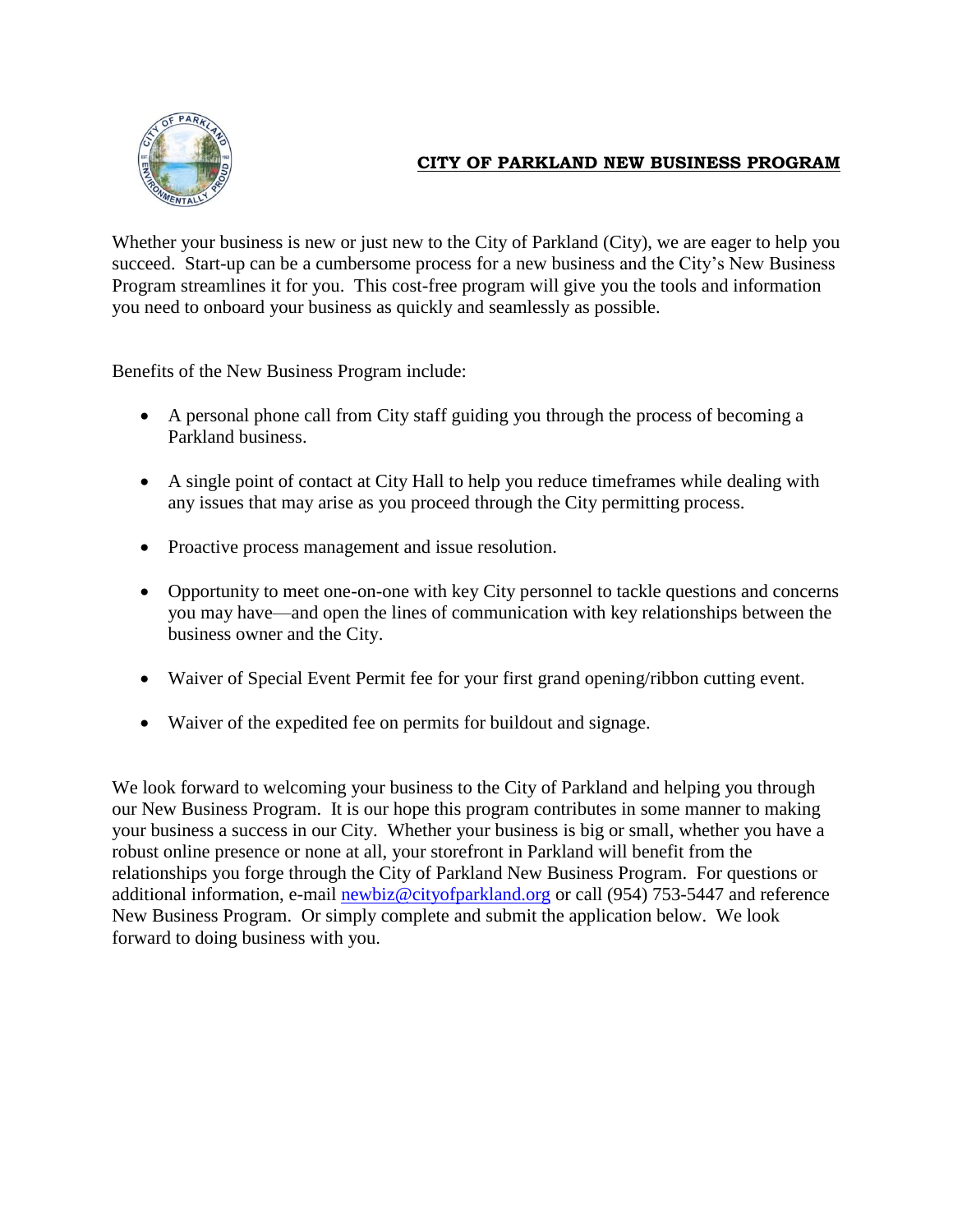# CITY OF PARKLAND NEW BUSINESS PROGRAM

Whether your business is new or just new to the City of Parkland (City), we are eager to help you succeed. Start-up can be a cumbersome process for a new business and the City's New Business Program streamlines it for you. This cost-free program will give you the tools and information you need to onboard your business as quickly and seamlessly as possible.

Benefits of the New Business Program include:

- A personal phone call from City staff guiding you through the process of becoming a Parkland business.
- A single point of contact at City Hall to help you reduce timeframes while dealing with any issues that may arise as you proceed through the City permitting process.
- Proactive process management and issue resolution.
- Opportunity to meet one-on-one with key City personnel to tackle questions and concerns you may have—and open the lines of communication with key relationships between the business owner and the City.
- Waiver of Special Event Permit fee for your first grand opening/ribbon cutting event.
- Waiver of the expedited fee on permits for buildout and signage.

We look forward to welcoming your business to the City of Parkland and helping you through our New Business Program. It is our hope this program contributes in some manner to making your business a success in our City. Whether your business is big or small, whether you have a robust online presence or none at all, your storefront in Parkland will benefit from the relationships you forge through the City of Parkland New Business Program. For questions or additional information, e-mail newbiz@cityofparkland.org or call (954) 753-5447 and reference New Business Program. Or simply complete and submit the application below. We look forward to doing business with you.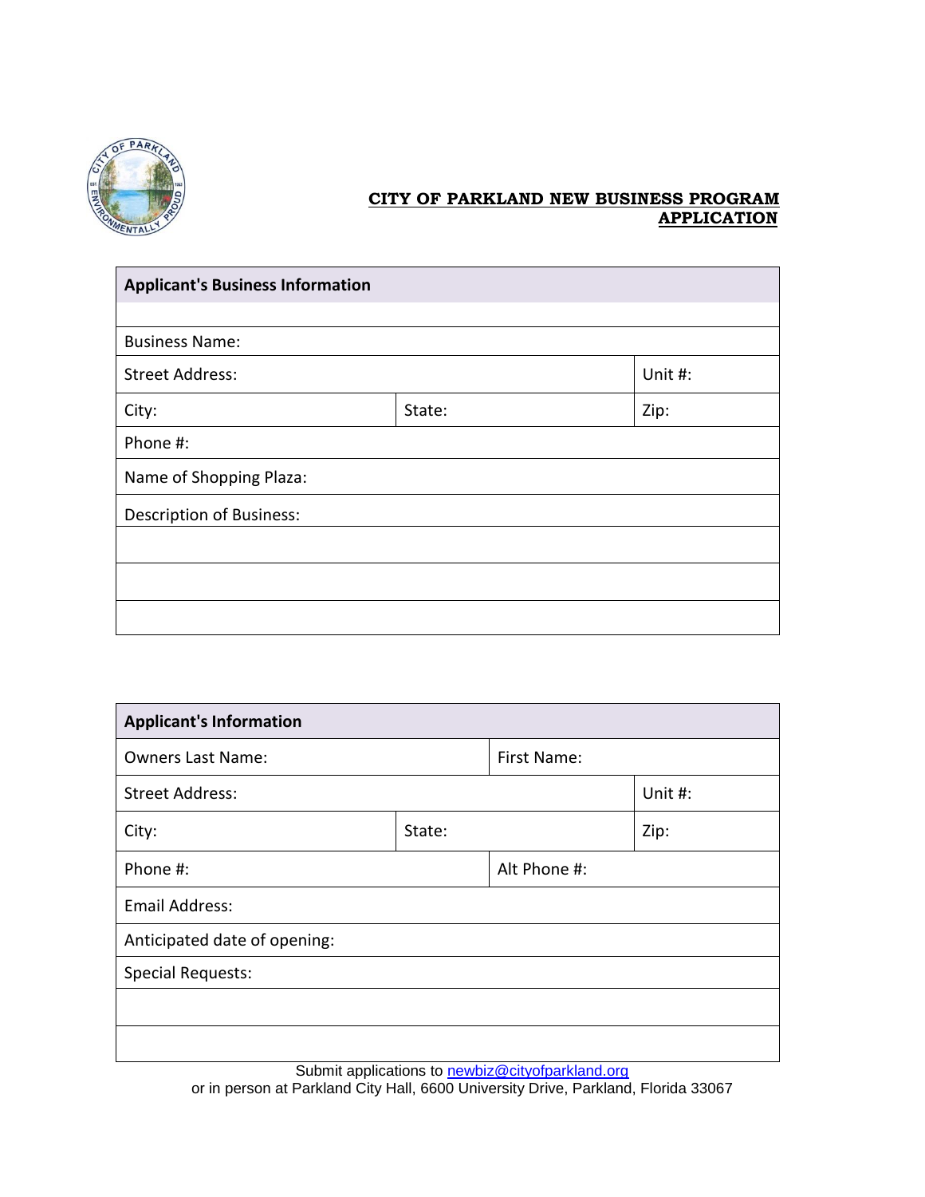# CITY OF PARKLAND NEW BUSINESS PROGRAM APPLICATION

| Applicant's Business Information | | |
|---|---|---|
| | | |
| Business Name: | | |
| Street Address: | | Unit #: |
| City: | State: | Zip: |
| Phone #: | | |
| Name of Shopping Plaza: | | |
| Description of Business: | | |
| | | |
| | | |
| | | |

| Applicant's Information | | | |
|---|---|---|---|
| Owners Last Name: | | First Name: | |
| Street Address: | | | Unit #: |
| City: | State: | | Zip: |
| Phone #: | | Alt Phone #: | |
| Email Address: | | | |
| Anticipated date of opening: | | | |
| Special Requests: | | | |
| | | | |
| | | | |

Submit applications to newbiz@cityofparkland.org
or in person at Parkland City Hall, 6600 University Drive, Parkland, Florida 33067